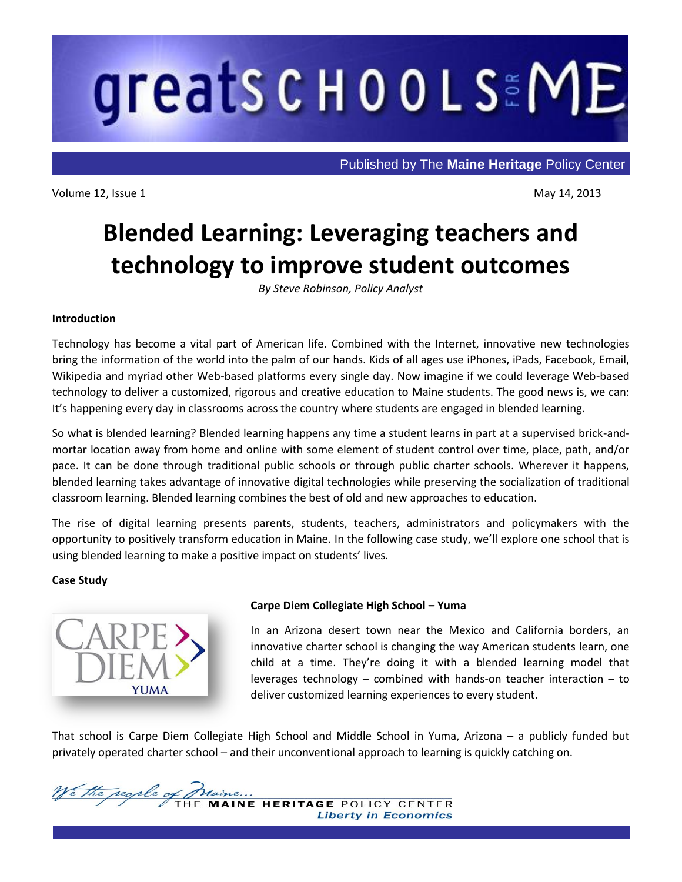# greatSCHOOLS FOR ME

Published by The **Maine Heritage** Policy Center

Volume 12, Issue 1

May 14, 2013

# Blended Learning: Leveraging teachers and technology to improve student outcomes

*By Steve Robinson, Policy Analyst*

**Introduction**

Technology has become a vital part of American life. Combined with the Internet, innovative new technologies bring the information of the world into the palm of our hands. Kids of all ages use iPhones, iPads, Facebook, Email, Wikipedia and myriad other Web-based platforms every single day. Now imagine if we could leverage Web-based technology to deliver a customized, rigorous and creative education to Maine students. The good news is, we can: It's happening every day in classrooms across the country where students are engaged in blended learning.

So what is blended learning? Blended learning happens any time a student learns in part at a supervised brick-and-mortar location away from home and online with some element of student control over time, place, path, and/or pace. It can be done through traditional public schools or through public charter schools. Wherever it happens, blended learning takes advantage of innovative digital technologies while preserving the socialization of traditional classroom learning. Blended learning combines the best of old and new approaches to education.

The rise of digital learning presents parents, students, teachers, administrators and policymakers with the opportunity to positively transform education in Maine. In the following case study, we'll explore one school that is using blended learning to make a positive impact on students' lives.

**Case Study**

**Carpe Diem Collegiate High School – Yuma**

In an Arizona desert town near the Mexico and California borders, an innovative charter school is changing the way American students learn, one child at a time. They're doing it with a blended learning model that leverages technology – combined with hands-on teacher interaction – to deliver customized learning experiences to every student.

That school is Carpe Diem Collegiate High School and Middle School in Yuma, Arizona – a publicly funded but privately operated charter school – and their unconventional approach to learning is quickly catching on.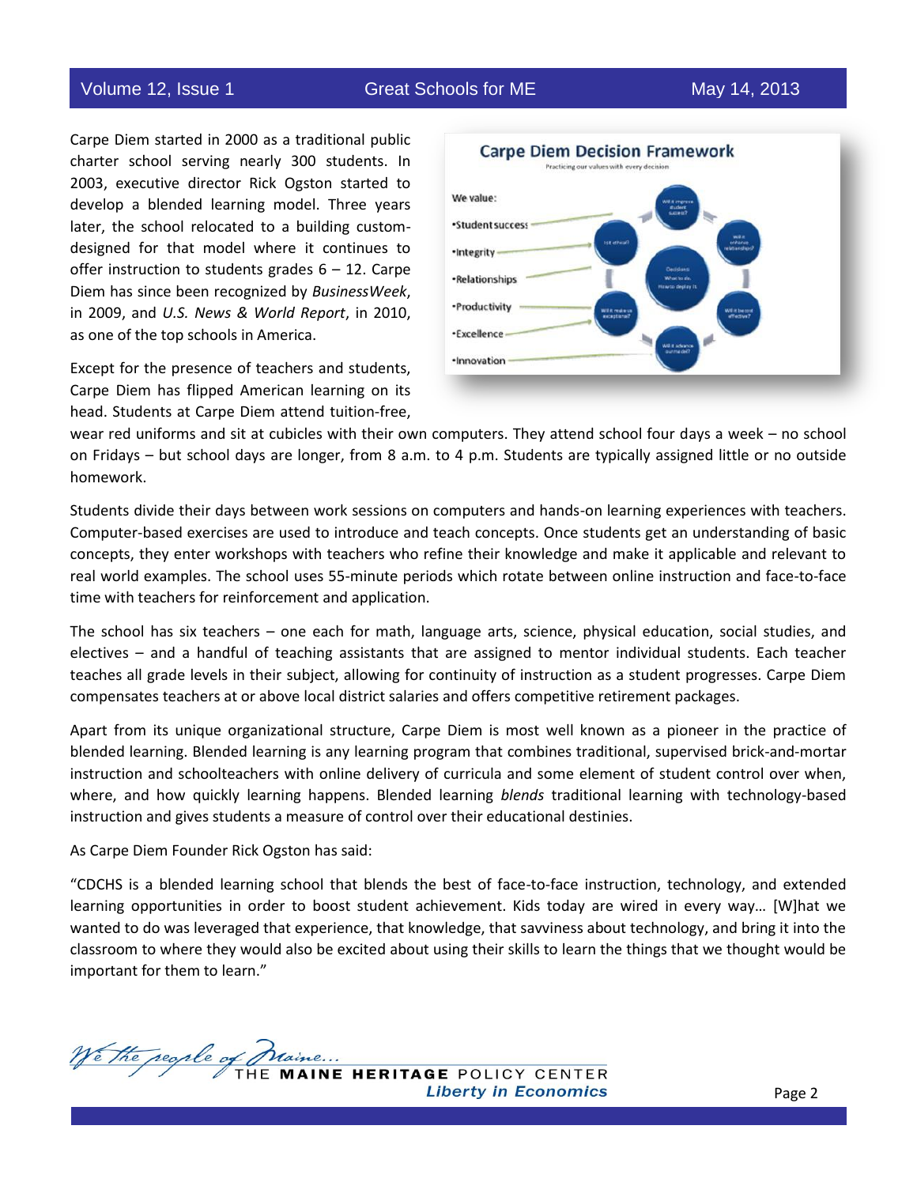Carpe Diem started in 2000 as a traditional public charter school serving nearly 300 students. In 2003, executive director Rick Ogston started to develop a blended learning model. Three years later, the school relocated to a building custom-designed for that model where it continues to offer instruction to students grades 6 – 12. Carpe Diem has since been recognized by *BusinessWeek*, in 2009, and *U.S. News & World Report*, in 2010, as one of the top schools in America.

Except for the presence of teachers and students, Carpe Diem has flipped American learning on its head. Students at Carpe Diem attend tuition-free, wear red uniforms and sit at cubicles with their own computers. They attend school four days a week – no school on Fridays – but school days are longer, from 8 a.m. to 4 p.m. Students are typically assigned little or no outside homework.

Students divide their days between work sessions on computers and hands-on learning experiences with teachers. Computer-based exercises are used to introduce and teach concepts. Once students get an understanding of basic concepts, they enter workshops with teachers who refine their knowledge and make it applicable and relevant to real world examples. The school uses 55-minute periods which rotate between online instruction and face-to-face time with teachers for reinforcement and application.

The school has six teachers – one each for math, language arts, science, physical education, social studies, and electives – and a handful of teaching assistants that are assigned to mentor individual students. Each teacher teaches all grade levels in their subject, allowing for continuity of instruction as a student progresses. Carpe Diem compensates teachers at or above local district salaries and offers competitive retirement packages.

Apart from its unique organizational structure, Carpe Diem is most well known as a pioneer in the practice of blended learning. Blended learning is any learning program that combines traditional, supervised brick-and-mortar instruction and schoolteachers with online delivery of curricula and some element of student control over when, where, and how quickly learning happens. Blended learning *blends* traditional learning with technology-based instruction and gives students a measure of control over their educational destinies.

As Carpe Diem Founder Rick Ogston has said:

"CDCHS is a blended learning school that blends the best of face-to-face instruction, technology, and extended learning opportunities in order to boost student achievement. Kids today are wired in every way… [W]hat we wanted to do was leveraged that experience, that knowledge, that savviness about technology, and bring it into the classroom to where they would also be excited about using their skills to learn the things that we thought would be important for them to learn."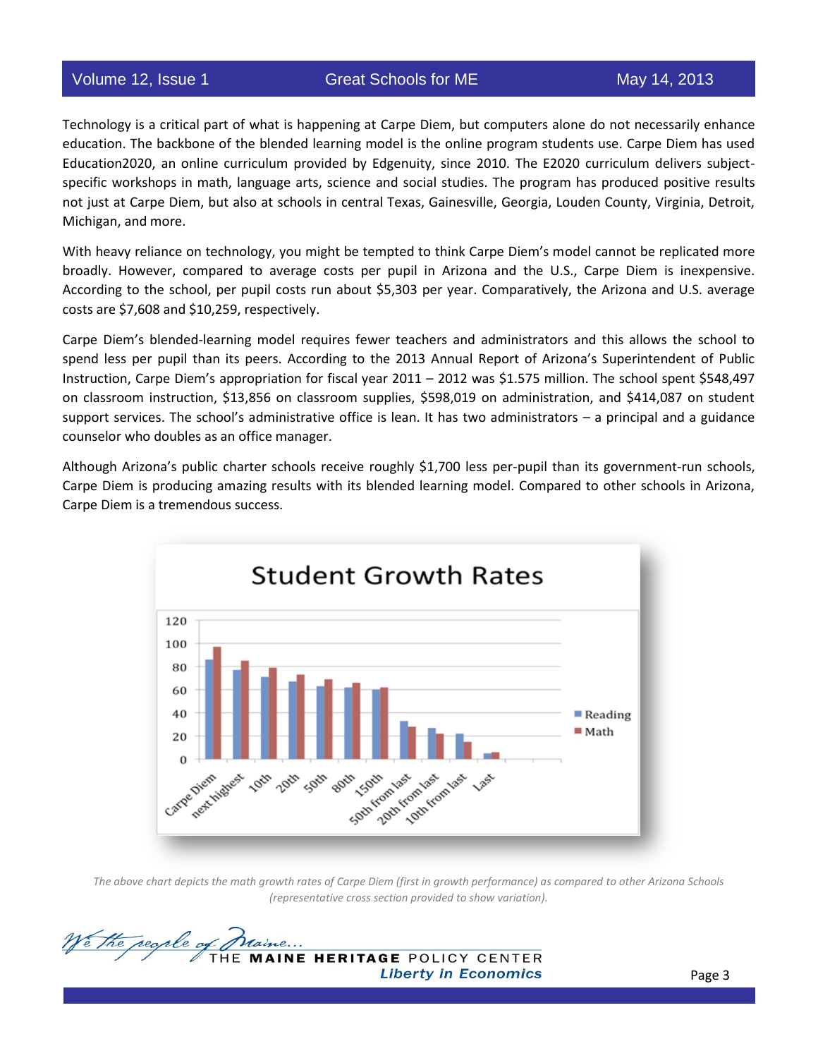Technology is a critical part of what is happening at Carpe Diem, but computers alone do not necessarily enhance education. The backbone of the blended learning model is the online program students use. Carpe Diem has used Education2020, an online curriculum provided by Edgenuity, since 2010. The E2020 curriculum delivers subject-specific workshops in math, language arts, science and social studies. The program has produced positive results not just at Carpe Diem, but also at schools in central Texas, Gainesville, Georgia, Louden County, Virginia, Detroit, Michigan, and more.

With heavy reliance on technology, you might be tempted to think Carpe Diem's model cannot be replicated more broadly. However, compared to average costs per pupil in Arizona and the U.S., Carpe Diem is inexpensive. According to the school, per pupil costs run about $5,303 per year. Comparatively, the Arizona and U.S. average costs are $7,608 and $10,259, respectively.

Carpe Diem's blended-learning model requires fewer teachers and administrators and this allows the school to spend less per pupil than its peers. According to the 2013 Annual Report of Arizona's Superintendent of Public Instruction, Carpe Diem's appropriation for fiscal year 2011 – 2012 was $1.575 million. The school spent $548,497 on classroom instruction, $13,856 on classroom supplies, $598,019 on administration, and $414,087 on student support services. The school's administrative office is lean. It has two administrators – a principal and a guidance counselor who doubles as an office manager.

Although Arizona's public charter schools receive roughly $1,700 less per-pupil than its government-run schools, Carpe Diem is producing amazing results with its blended learning model. Compared to other schools in Arizona, Carpe Diem is a tremendous success.

**Student Growth Rates**

| | Reading | Math |
|---|---|---|
| Carpe Diem | 86 | 97 |
| next highest | 77 | 85 |
| 10th | 71 | 79 |
| 20th | 67 | 73 |
| 50th | 63 | 69 |
| 80th | 62 | 66 |
| 150th | 60 | 62 |
| 50th from last | 33 | 28 |
| 20th from last | 27 | 22 |
| 10th from last | 22 | 15 |
| Last | 5 | 6 |

*The above chart depicts the math growth rates of Carpe Diem (first in growth performance) as compared to other Arizona Schools (representative cross section provided to show variation).*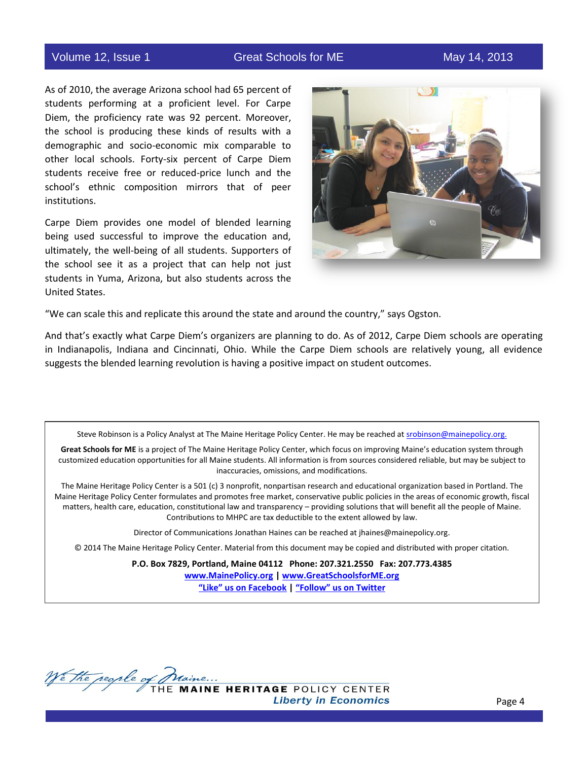As of 2010, the average Arizona school had 65 percent of students performing at a proficient level. For Carpe Diem, the proficiency rate was 92 percent. Moreover, the school is producing these kinds of results with a demographic and socio-economic mix comparable to other local schools. Forty-six percent of Carpe Diem students receive free or reduced-price lunch and the school's ethnic composition mirrors that of peer institutions.

Carpe Diem provides one model of blended learning being used successful to improve the education and, ultimately, the well-being of all students. Supporters of the school see it as a project that can help not just students in Yuma, Arizona, but also students across the United States.

"We can scale this and replicate this around the state and around the country," says Ogston.

And that's exactly what Carpe Diem's organizers are planning to do. As of 2012, Carpe Diem schools are operating in Indianapolis, Indiana and Cincinnati, Ohio. While the Carpe Diem schools are relatively young, all evidence suggests the blended learning revolution is having a positive impact on student outcomes.

---

Steve Robinson is a Policy Analyst at The Maine Heritage Policy Center. He may be reached at srobinson@mainepolicy.org.

**Great Schools for ME** is a project of The Maine Heritage Policy Center, which focus on improving Maine's education system through customized education opportunities for all Maine students. All information is from sources considered reliable, but may be subject to inaccuracies, omissions, and modifications.

The Maine Heritage Policy Center is a 501 (c) 3 nonprofit, nonpartisan research and educational organization based in Portland. The Maine Heritage Policy Center formulates and promotes free market, conservative public policies in the areas of economic growth, fiscal matters, health care, education, constitutional law and transparency – providing solutions that will benefit all the people of Maine. Contributions to MHPC are tax deductible to the extent allowed by law.

Director of Communications Jonathan Haines can be reached at jhaines@mainepolicy.org.

© 2014 The Maine Heritage Policy Center. Material from this document may be copied and distributed with proper citation.

**P.O. Box 7829, Portland, Maine 04112 Phone: 207.321.2550 Fax: 207.773.4385**

**www.MainePolicy.org | www.GreatSchoolsforME.org**

**"Like" us on Facebook | "Follow" us on Twitter**

We the people of Maine... THE MAINE HERITAGE POLICY CENTER *Liberty in Economics*